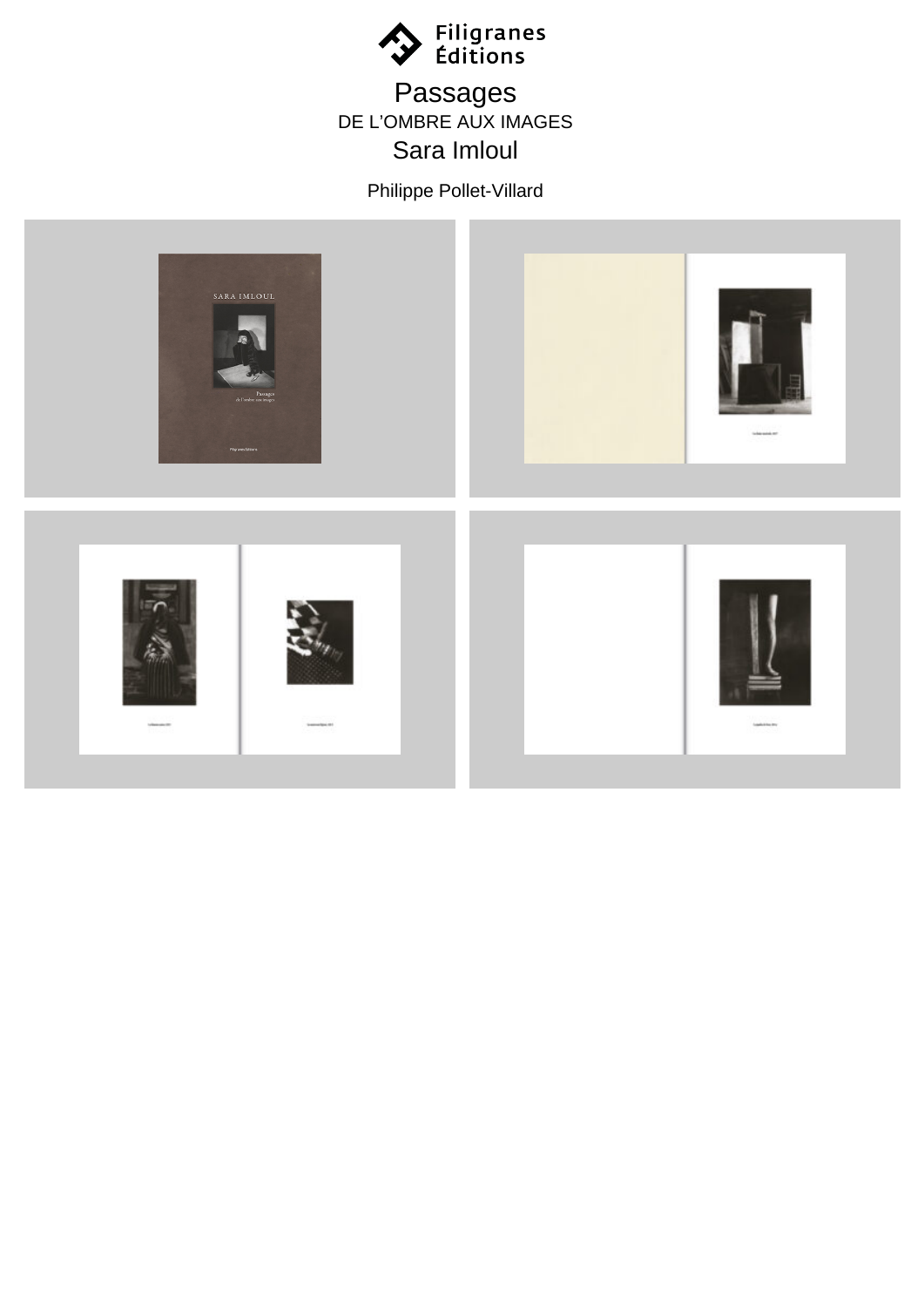Filigranes Éditions

# Passages

DE L'OMBRE AUX IMAGES

Sara Imloul

Philippe Pollet-Villard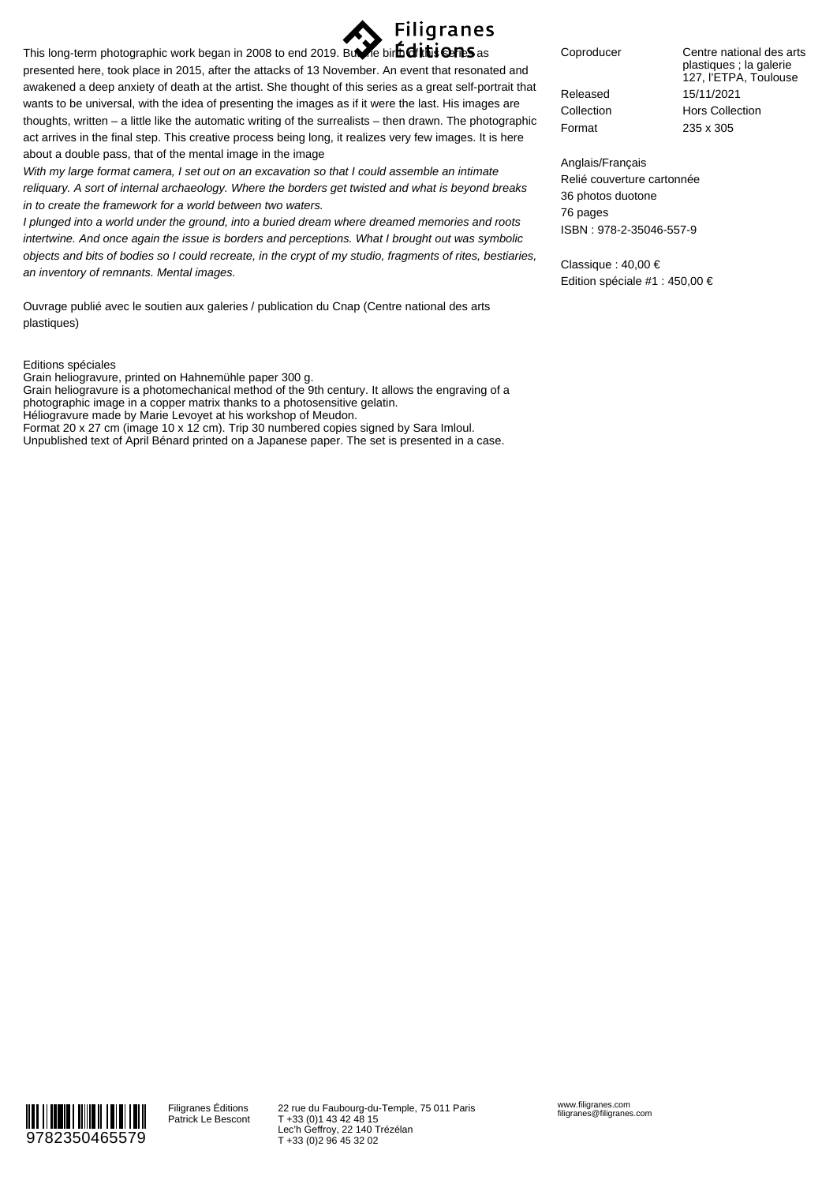This long-term photographic work began in 2008 to end 2019. But the birth of this series as presented here, took place in 2015, after the attacks of 13 November. An event that resonated and awakened a deep anxiety of death at the artist. She thought of this series as a great self-portrait that wants to be universal, with the idea of presenting the images as if it were the last. His images are thoughts, written – a little like the automatic writing of the surrealists – then drawn. The photographic act arrives in the final step. This creative process being long, it realizes very few images. It is here about a double pass, that of the mental image in the image

*With my large format camera, I set out on an excavation so that I could assemble an intimate reliquary. A sort of internal archaeology. Where the borders get twisted and what is beyond breaks in to create the framework for a world between two waters.*

*I plunged into a world under the ground, into a buried dream where dreamed memories and roots intertwine. And once again the issue is borders and perceptions. What I brought out was symbolic objects and bits of bodies so I could recreate, in the crypt of my studio, fragments of rites, bestiaries, an inventory of remnants. Mental images.*

Ouvrage publié avec le soutien aux galeries / publication du Cnap (Centre national des arts plastiques)

Editions spéciales
Grain heliogravure, printed on Hahnemühle paper 300 g.
Grain heliogravure is a photomechanical method of the 9th century. It allows the engraving of a photographic image in a copper matrix thanks to a photosensitive gelatin.
Héliogravure made by Marie Levoyet at his workshop of Meudon.
Format 20 x 27 cm (image 10 x 12 cm). Trip 30 numbered copies signed by Sara Imloul.
Unpublished text of April Bénard printed on a Japanese paper. The set is presented in a case.

| | |
|---|---|
| Coproducer | Centre national des arts plastiques ; la galerie 127, l'ETPA, Toulouse |
| Released | 15/11/2021 |
| Collection | Hors Collection |
| Format | 235 x 305 |

Anglais/Français
Relié couverture cartonnée
36 photos duotone
76 pages
ISBN : 978-2-35046-557-9

Classique : 40,00 €
Edition spéciale #1 : 450,00 €

9782350465579

Filigranes Éditions
Patrick Le Bescont

22 rue du Faubourg-du-Temple, 75 011 Paris
T +33 (0)1 43 42 48 15
Lec'h Geffroy, 22 140 Trézélan
T +33 (0)2 96 45 32 02

www.filigranes.com
filigranes@filigranes.com